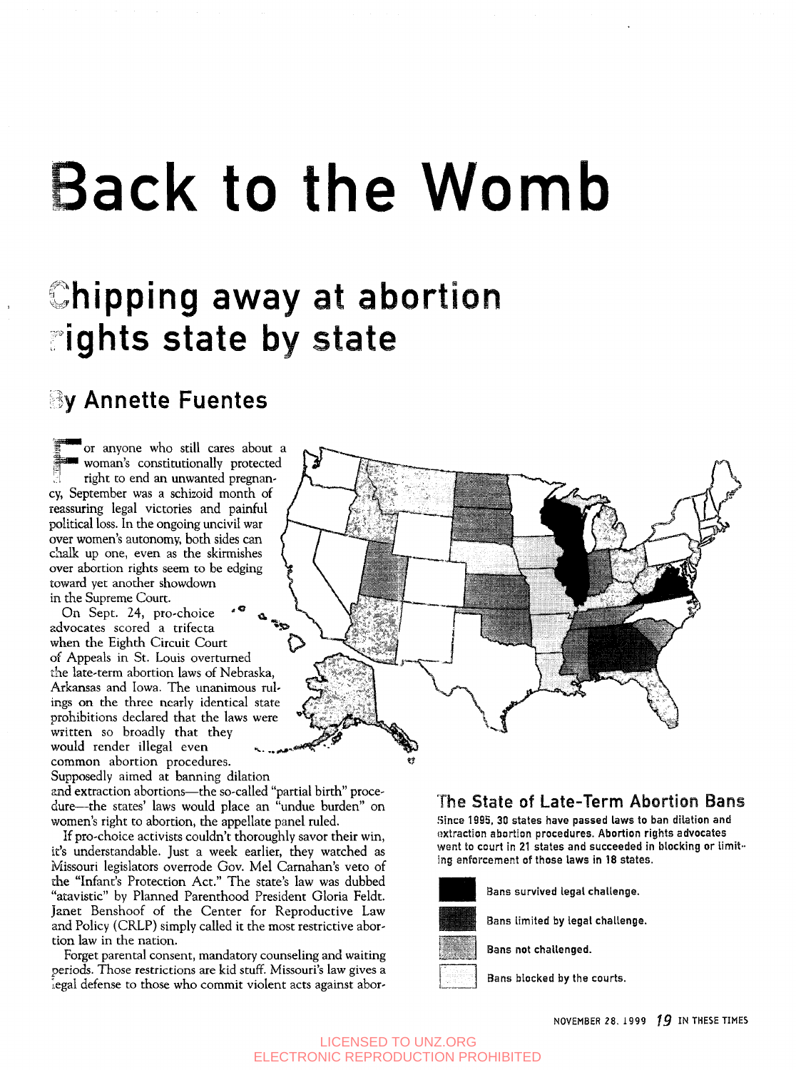# Back to the Womb

## Chipping away at abortion rights state by state

### By Annette Fuentes

For anyone who still cares about a woman's constitutionally protected right to end an unwanted pregnancy, September was a schizoid month of reassuring legal victories and painful political loss. In the ongoing uncivil war over women's autonomy, both sides can chalk up one, even as the skirmishes over abortion rights seem to be edging toward yet another showdown in the Supreme Court.

On Sept. 24, pro-choice advocates scored a trifecta when the Eighth Circuit Court of Appeals in St. Louis overturned the late-term abortion laws of Nebraska, Arkansas and Iowa. The unanimous rulings on the three nearly identical state prohibitions declared that the laws were written so broadly that they would render illegal even common abortion procedures. Supposedly aimed at banning dilation and extraction abortions—the so-called "partial birth" procedure—the states' laws would place an "undue burden" on women's right to abortion, the appellate panel ruled.

If pro-choice activists couldn't thoroughly savor their win, it's understandable. Just a week earlier, they watched as Missouri legislators overrode Gov. Mel Carnahan's veto of the "Infant's Protection Act." The state's law was dubbed "atavistic" by Planned Parenthood President Gloria Feldt. Janet Benshoof of the Center for Reproductive Law and Policy (CRLP) simply called it the most restrictive abortion law in the nation.

Forget parental consent, mandatory counseling and waiting periods. Those restrictions are kid stuff. Missouri's law gives a legal defense to those who commit violent acts against abor-

**The State of Late-Term Abortion Bans**

Since 1995, 30 states have passed laws to ban dilation and extraction abortion procedures. Abortion rights advocates went to court in 21 states and succeeded in blocking or limiting enforcement of those laws in 18 states.

- Bans survived legal challenge.
- Bans limited by legal challenge.
- Bans not challenged.
- Bans blocked by the courts.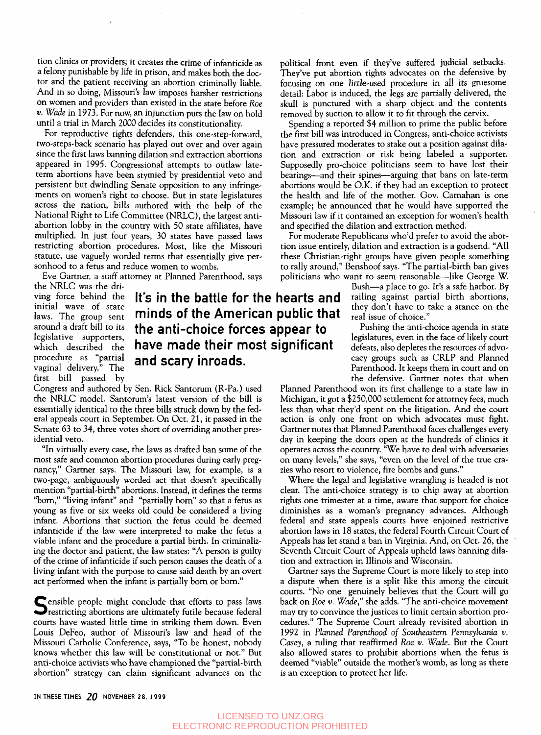tion clinics or providers; it creates the crime of infanticide as a felony punishable by life in prison, and makes both the doctor and the patient receiving an abortion criminally liable. And in so doing, Missouri's law imposes harsher restrictions on women and providers than existed in the state before *Roe v. Wade* in 1973. For now, an injunction puts the law on hold until a trial in March 2000 decides its constitutionality.

For reproductive rights defenders, this one-step-forward, two-steps-back scenario has played out over and over again since the first laws banning dilation and extraction abortions appeared in 1995. Congressional attempts to outlaw late-term abortions have been stymied by presidential veto and persistent but dwindling Senate opposition to any infringements on women's right to choose. But in state legislatures across the nation, bills authored with the help of the National Right to Life Committee (NRLC), the largest anti-abortion lobby in the country with 50 state affiliates, have multiplied. In just four years, 30 states have passed laws restricting abortion procedures. Most, like the Missouri statute, use vaguely worded terms that essentially give personhood to a fetus and reduce women to wombs.

Eve Gartner, a staff attorney at Planned Parenthood, says the NRLC was the driving force behind the initial wave of state laws. The group sent around a draft bill to its legislative supporters, which described the procedure as "partial vaginal delivery." The first bill passed by Congress and authored by Sen. Rick Santorum (R-Pa.) used the NRLC model. Santorum's latest version of the bill is essentially identical to the three bills struck down by the federal appeals court in September. On Oct. 21, it passed in the Senate 63 to 34, three votes short of overriding another presidential veto.

**It's in the battle for the hearts and minds of the American public that the anti-choice forces appear to have made their most significant and scary inroads.**

"In virtually every case, the laws as drafted ban some of the most safe and common abortion procedures during early pregnancy," Gartner says. The Missouri law, for example, is a two-page, ambiguously worded act that doesn't specifically mention "partial-birth" abortions. Instead, it defines the terms "born," "living infant" and "partially born" so that a fetus as young as five or six weeks old could be considered a living infant. Abortions that suction the fetus could be deemed infanticide if the law were interpreted to make the fetus a viable infant and the procedure a partial birth. In criminalizing the doctor and patient, the law states: "A person is guilty of the crime of infanticide if such person causes the death of a living infant with the purpose to cause said death by an overt act performed when the infant is partially born or born."

Sensible people might conclude that efforts to pass laws restricting abortions are ultimately futile because federal courts have wasted little time in striking them down. Even Louis DeFeo, author of Missouri's law and head of the Missouri Catholic Conference, says, "To be honest, nobody knows whether this law will be constitutional or not." But anti-choice activists who have championed the "partial-birth abortion" strategy can claim significant advances on the political front even if they've suffered judicial setbacks. They've put abortion rights advocates on the defensive by focusing on one little-used procedure in all its gruesome detail: Labor is induced, the legs are partially delivered, the skull is punctured with a sharp object and the contents removed by suction to allow it to fit through the cervix.

Spending a reported $4 million to prime the public before the first bill was introduced in Congress, anti-choice activists have pressured moderates to stake out a position against dilation and extraction or risk being labeled a supporter. Supposedly pro-choice politicians seem to have lost their bearings—and their spines—arguing that bans on late-term abortions would be O.K. if they had an exception to protect the health and life of the mother. Gov. Carnahan is one example; he announced that he would have supported the Missouri law if it contained an exception for women's health and specified the dilation and extraction method.

For moderate Republicans who'd prefer to avoid the abortion issue entirely, dilation and extraction is a godsend. "All these Christian-right groups have given people something to rally around," Benshoof says. "The partial-birth ban gives politicians who want to seem reasonable—like George W. Bush—a place to go. It's a safe harbor. By railing against partial birth abortions, they don't have to take a stance on the real issue of choice."

Pushing the anti-choice agenda in state legislatures, even in the face of likely court defeats, also depletes the resources of advocacy groups such as CRLP and Planned Parenthood. It keeps them in court and on the defensive. Gartner notes that when Planned Parenthood won its first challenge to a state law in Michigan, it got a $250,000 settlement for attorney fees, much less than what they'd spent on the litigation. And the court action is only one front on which advocates must fight. Gartner notes that Planned Parenthood faces challenges every day in keeping the doors open at the hundreds of clinics it operates across the country. "We have to deal with adversaries on many levels," she says, "even on the level of the true crazies who resort to violence, fire bombs and guns."

Where the legal and legislative wrangling is headed is not clear. The anti-choice strategy is to chip away at abortion rights one trimester at a time, aware that support for choice diminishes as a woman's pregnancy advances. Although federal and state appeals courts have enjoined restrictive abortion laws in 18 states, the federal Fourth Circuit Court of Appeals has let stand a ban in Virginia. And, on Oct. 26, the Seventh Circuit Court of Appeals upheld laws banning dilation and extraction in Illinois and Wisconsin.

Gartner says the Supreme Court is more likely to step into a dispute when there is a split like this among the circuit courts. "No one genuinely believes that the Court will go back on *Roe v. Wade*," she adds. "The anti-choice movement may try to convince the justices to limit certain abortion procedures." The Supreme Court already revisited abortion in 1992 in *Planned Parenthood of Southeastern Pennsylvania v. Casey*, a ruling that reaffirmed *Roe v. Wade*. But the Court also allowed states to prohibit abortions when the fetus is deemed "viable" outside the mother's womb, as long as there is an exception to protect her life.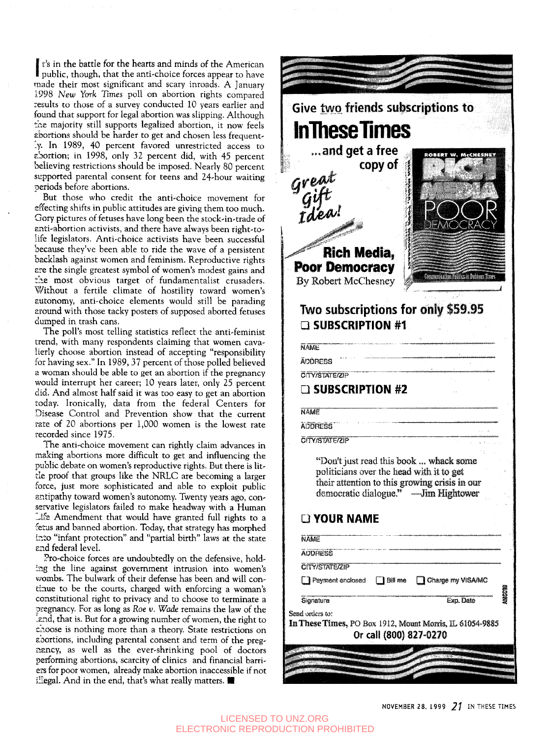It's in the battle for the hearts and minds of the American public, though, that the anti-choice forces appear to have made their most significant and scary inroads. A January 1998 *New York Times* poll on abortion rights compared results to those of a survey conducted 10 years earlier and found that support for legal abortion was slipping. Although the majority still supports legalized abortion, it now feels abortions should be harder to get and chosen less frequently. In 1989, 40 percent favored unrestricted access to abortion; in 1998, only 32 percent did, with 45 percent believing restrictions should be imposed. Nearly 80 percent supported parental consent for teens and 24-hour waiting periods before abortions.

But those who credit the anti-choice movement for effecting shifts in public attitudes are giving them too much. Gory pictures of fetuses have long been the stock-in-trade of anti-abortion activists, and there have always been right-to-life legislators. Anti-choice activists have been successful because they've been able to ride the wave of a persistent backlash against women and feminism. Reproductive rights are the single greatest symbol of women's modest gains and the most obvious target of fundamentalist crusaders. Without a fertile climate of hostility toward women's autonomy, anti-choice elements would still be parading around with those tacky posters of supposed aborted fetuses dumped in trash cans.

The poll's most telling statistics reflect the anti-feminist trend, with many respondents claiming that women cavalierly choose abortion instead of accepting "responsibility for having sex." In 1989, 37 percent of those polled believed a woman should be able to get an abortion if the pregnancy would interrupt her career; 10 years later, only 25 percent did. And almost half said it was too easy to get an abortion today. Ironically, data from the federal Centers for Disease Control and Prevention show that the current rate of 20 abortions per 1,000 women is the lowest rate recorded since 1975.

The anti-choice movement can rightly claim advances in making abortions more difficult to get and influencing the public debate on women's reproductive rights. But there is little proof that groups like the NRLC are becoming a larger force, just more sophisticated and able to exploit public antipathy toward women's autonomy. Twenty years ago, conservative legislators failed to make headway with a Human Life Amendment that would have granted full rights to a fetus and banned abortion. Today, that strategy has morphed into "infant protection" and "partial birth" laws at the state and federal level.

Pro-choice forces are undoubtedly on the defensive, holding the line against government intrusion into women's wombs. The bulwark of their defense has been and will continue to be the courts, charged with enforcing a woman's constitutional right to privacy and to choose to terminate a pregnancy. For as long as *Roe v. Wade* remains the law of the land, that is. But for a growing number of women, the right to choose is nothing more than a theory. State restrictions on abortions, including parental consent and term of the pregnancy, as well as the ever-shrinking pool of doctors performing abortions, scarcity of clinics and financial barriers for poor women, already make abortion inaccessible if not illegal. And in the end, that's what really matters. ■

---

## Give two friends subscriptions to In These Times

**...and get a free copy of** *Great Gift Idea!*

**Rich Media, Poor Democracy**
By Robert McChesney

**Two subscriptions for only $59.95**

☐ **SUBSCRIPTION #1**

NAME
ADDRESS
CITY/STATE/ZIP

☐ **SUBSCRIPTION #2**

NAME
ADDRESS
CITY/STATE/ZIP

"Don't just read this book ... whack some politicians over the head with it to get their attention to this growing crisis in our democratic dialogue." —Jim Hightower

☐ **YOUR NAME**

NAME
ADDRESS
CITY/STATE/ZIP

☐ Payment enclosed ☐ Bill me ☐ Charge my VISA/MC

Signature Exp. Date

AMC93B

Send orders to:
**In These Times,** PO Box 1912, Mount Morris, IL 61054-9885
**Or call (800) 827-0270**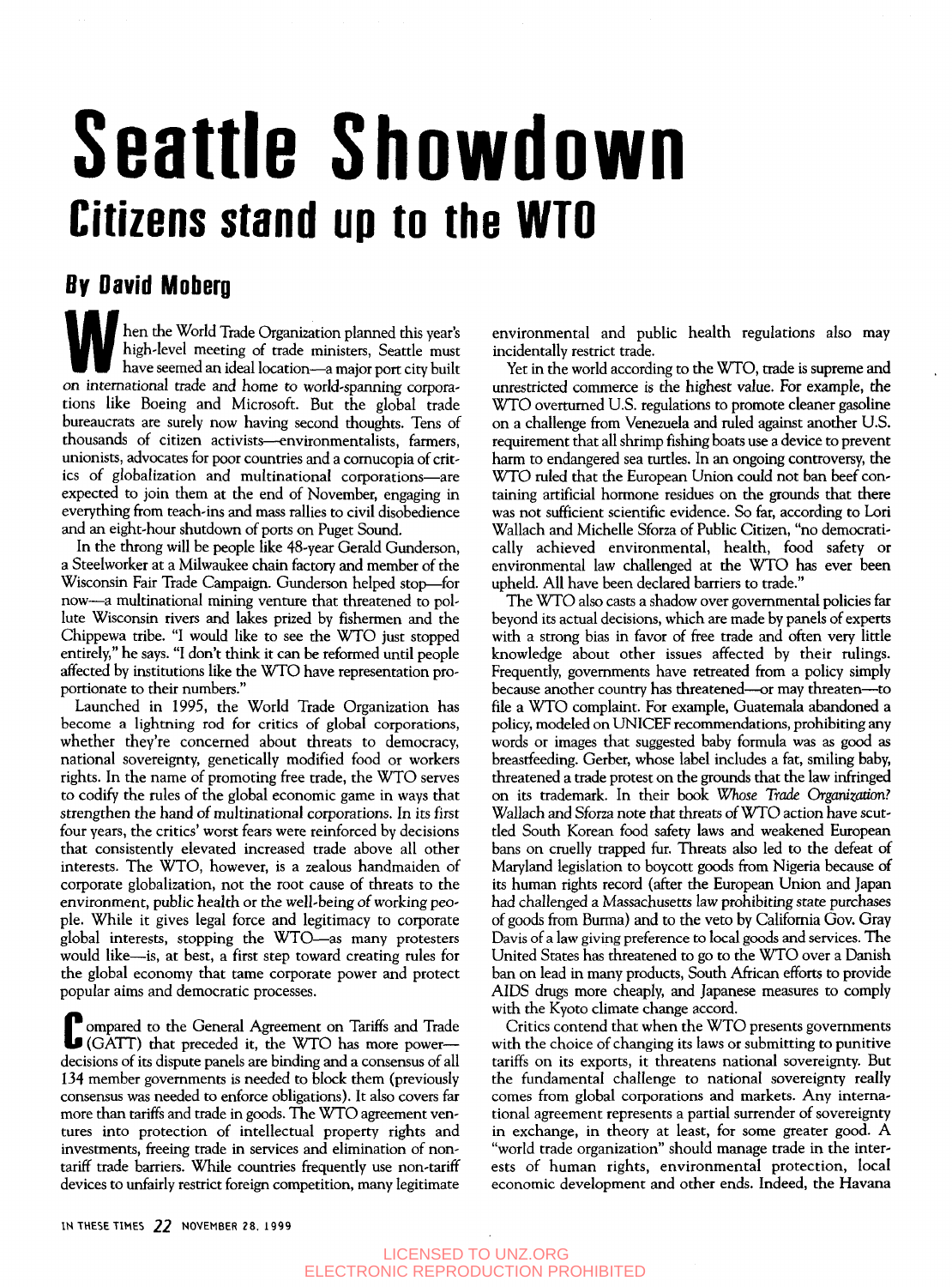# Seattle Showdown

## Citizens stand up to the WTO

### By David Moberg

When the World Trade Organization planned this year's high-level meeting of trade ministers, Seattle must have seemed an ideal location—a major port city built on international trade and home to world-spanning corporations like Boeing and Microsoft. But the global trade bureaucrats are surely now having second thoughts. Tens of thousands of citizen activists—environmentalists, farmers, unionists, advocates for poor countries and a cornucopia of critics of globalization and multinational corporations—are expected to join them at the end of November, engaging in everything from teach-ins and mass rallies to civil disobedience and an eight-hour shutdown of ports on Puget Sound.

In the throng will be people like 48-year Gerald Gunderson, a Steelworker at a Milwaukee chain factory and member of the Wisconsin Fair Trade Campaign. Gunderson helped stop—for now—a multinational mining venture that threatened to pollute Wisconsin rivers and lakes prized by fishermen and the Chippewa tribe. "I would like to see the WTO just stopped entirely," he says. "I don't think it can be reformed until people affected by institutions like the WTO have representation proportionate to their numbers."

Launched in 1995, the World Trade Organization has become a lightning rod for critics of global corporations, whether they're concerned about threats to democracy, national sovereignty, genetically modified food or workers rights. In the name of promoting free trade, the WTO serves to codify the rules of the global economic game in ways that strengthen the hand of multinational corporations. In its first four years, the critics' worst fears were reinforced by decisions that consistently elevated increased trade above all other interests. The WTO, however, is a zealous handmaiden of corporate globalization, not the root cause of threats to the environment, public health or the well-being of working people. While it gives legal force and legitimacy to corporate global interests, stopping the WTO—as many protesters would like—is, at best, a first step toward creating rules for the global economy that tame corporate power and protect popular aims and democratic processes.

Compared to the General Agreement on Tariffs and Trade (GATT) that preceded it, the WTO has more power—decisions of its dispute panels are binding and a consensus of all 134 member governments is needed to block them (previously consensus was needed to enforce obligations). It also covers far more than tariffs and trade in goods. The WTO agreement ventures into protection of intellectual property rights and investments, freeing trade in services and elimination of non-tariff trade barriers. While countries frequently use non-tariff devices to unfairly restrict foreign competition, many legitimate environmental and public health regulations also may incidentally restrict trade.

Yet in the world according to the WTO, trade is supreme and unrestricted commerce is the highest value. For example, the WTO overturned U.S. regulations to promote cleaner gasoline on a challenge from Venezuela and ruled against another U.S. requirement that all shrimp fishing boats use a device to prevent harm to endangered sea turtles. In an ongoing controversy, the WTO ruled that the European Union could not ban beef containing artificial hormone residues on the grounds that there was not sufficient scientific evidence. So far, according to Lori Wallach and Michelle Sforza of Public Citizen, "no democratically achieved environmental, health, food safety or environmental law challenged at the WTO has ever been upheld. All have been declared barriers to trade."

The WTO also casts a shadow over governmental policies far beyond its actual decisions, which are made by panels of experts with a strong bias in favor of free trade and often very little knowledge about other issues affected by their rulings. Frequently, governments have retreated from a policy simply because another country has threatened—or may threaten—to file a WTO complaint. For example, Guatemala abandoned a policy, modeled on UNICEF recommendations, prohibiting any words or images that suggested baby formula was as good as breastfeeding. Gerber, whose label includes a fat, smiling baby, threatened a trade protest on the grounds that the law infringed on its trademark. In their book *Whose Trade Organization?* Wallach and Sforza note that threats of WTO action have scuttled South Korean food safety laws and weakened European bans on cruelly trapped fur. Threats also led to the defeat of Maryland legislation to boycott goods from Nigeria because of its human rights record (after the European Union and Japan had challenged a Massachusetts law prohibiting state purchases of goods from Burma) and to the veto by California Gov. Gray Davis of a law giving preference to local goods and services. The United States has threatened to go to the WTO over a Danish ban on lead in many products, South African efforts to provide AIDS drugs more cheaply, and Japanese measures to comply with the Kyoto climate change accord.

Critics contend that when the WTO presents governments with the choice of changing its laws or submitting to punitive tariffs on its exports, it threatens national sovereignty. But the fundamental challenge to national sovereignty really comes from global corporations and markets. Any international agreement represents a partial surrender of sovereignty in exchange, in theory at least, for some greater good. A "world trade organization" should manage trade in the interests of human rights, environmental protection, local economic development and other ends. Indeed, the Havana